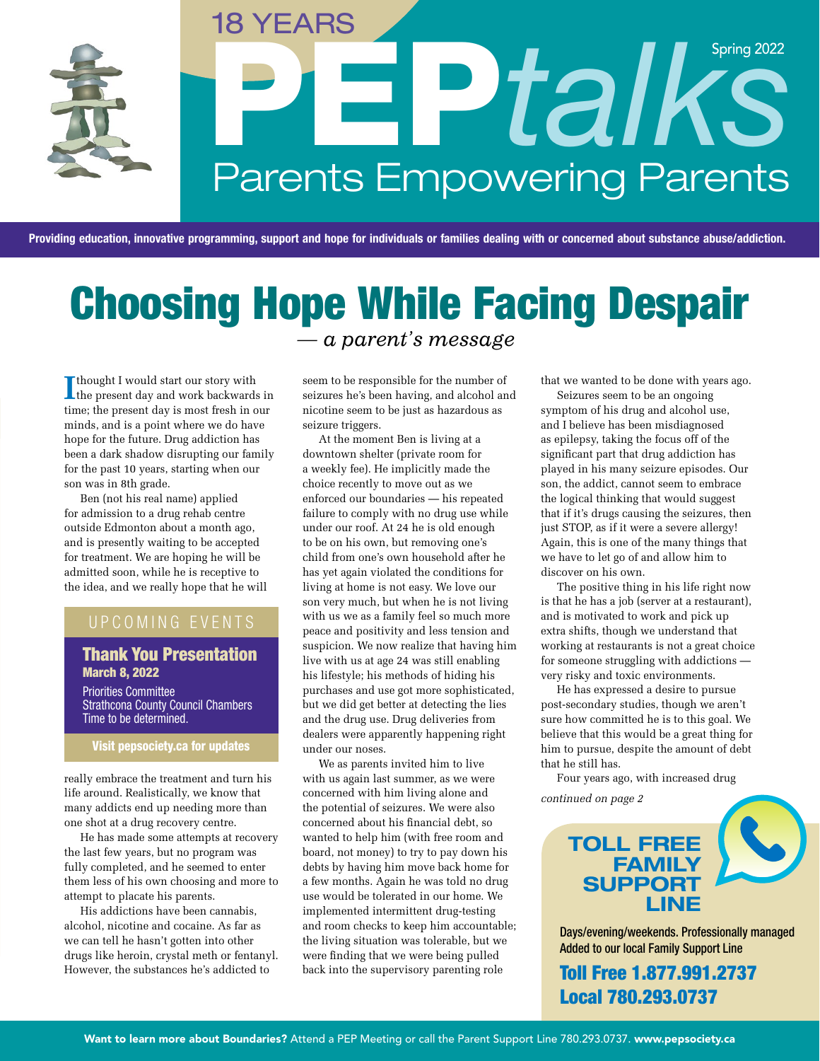18 YEARS

# PEP*talks*

Spring 2022

## Parents Empowering Parents

**Providing education, innovative programming, support and hope for individuals or families dealing with or concerned about substance abuse/addiction.**

# Choosing Hope While Facing Despair

*— a parent's message*

I thought I would start our story with the present day and work backwards in time; the present day is most fresh in our minds, and is a point where we do have hope for the future. Drug addiction has been a dark shadow disrupting our family for the past 10 years, starting when our son was in 8th grade.

Ben (not his real name) applied for admission to a drug rehab centre outside Edmonton about a month ago, and is presently waiting to be accepted for treatment. We are hoping he will be admitted soon, while he is receptive to the idea, and we really hope that he will really embrace the treatment and turn his life around. Realistically, we know that many addicts end up needing more than one shot at a drug recovery centre.

He has made some attempts at recovery the last few years, but no program was fully completed, and he seemed to enter them less of his own choosing and more to attempt to placate his parents.

His addictions have been cannabis, alcohol, nicotine and cocaine. As far as we can tell he hasn't gotten into other drugs like heroin, crystal meth or fentanyl. However, the substances he's addicted to seem to be responsible for the number of seizures he's been having, and alcohol and nicotine seem to be just as hazardous as seizure triggers.

At the moment Ben is living at a downtown shelter (private room for a weekly fee). He implicitly made the choice recently to move out as we enforced our boundaries — his repeated failure to comply with no drug use while under our roof. At 24 he is old enough to be on his own, but removing one's child from one's own household after he has yet again violated the conditions for living at home is not easy. We love our son very much, but when he is not living with us we as a family feel so much more peace and positivity and less tension and suspicion. We now realize that having him live with us at age 24 was still enabling his lifestyle; his methods of hiding his purchases and use got more sophisticated, but we did get better at detecting the lies and the drug use. Drug deliveries from dealers were apparently happening right under our noses.

We as parents invited him to live with us again last summer, as we were concerned with him living alone and the potential of seizures. We were also concerned about his financial debt, so wanted to help him (with free room and board, not money) to try to pay down his debts by having him move back home for a few months. Again he was told no drug use would be tolerated in our home. We implemented intermittent drug-testing and room checks to keep him accountable; the living situation was tolerable, but we were finding that we were being pulled back into the supervisory parenting role that we wanted to be done with years ago.

Seizures seem to be an ongoing symptom of his drug and alcohol use, and I believe has been misdiagnosed as epilepsy, taking the focus off of the significant part that drug addiction has played in his many seizure episodes. Our son, the addict, cannot seem to embrace the logical thinking that would suggest that if it's drugs causing the seizures, then just STOP, as if it were a severe allergy! Again, this is one of the many things that we have to let go of and allow him to discover on his own.

The positive thing in his life right now is that he has a job (server at a restaurant), and is motivated to work and pick up extra shifts, though we understand that working at restaurants is not a great choice for someone struggling with addictions — very risky and toxic environments.

He has expressed a desire to pursue post-secondary studies, though we aren't sure how committed he is to this goal. We believe that this would be a great thing for him to pursue, despite the amount of debt that he still has.

Four years ago, with increased drug

*continued on page 2*

---

### UPCOMING EVENTS

**Thank You Presentation**
**March 8, 2022**
Priorities Committee
Strathcona County Council Chambers
Time to be determined.

**Visit pepsociety.ca for updates**

---

### TOLL FREE FAMILY SUPPORT LINE

Days/evening/weekends. Professionally managed
Added to our local Family Support Line

**Toll Free 1.877.991.2737**
**Local 780.293.0737**

---

**Want to learn more about Boundaries?** Attend a PEP Meeting or call the Parent Support Line 780.293.0737. **www.pepsociety.ca**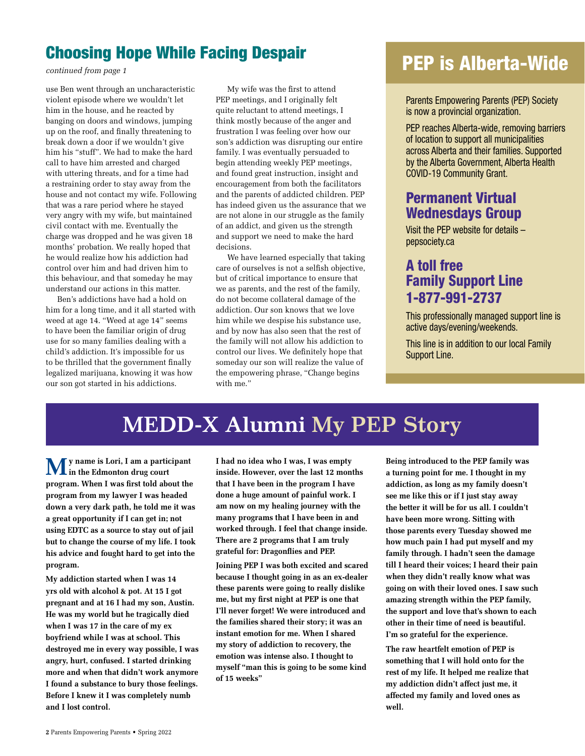## Choosing Hope While Facing Despair

*continued from page 1*

use Ben went through an uncharacteristic violent episode where we wouldn't let him in the house, and he reacted by banging on doors and windows, jumping up on the roof, and finally threatening to break down a door if we wouldn't give him his "stuff". We had to make the hard call to have him arrested and charged with uttering threats, and for a time had a restraining order to stay away from the house and not contact my wife. Following that was a rare period where he stayed very angry with my wife, but maintained civil contact with me. Eventually the charge was dropped and he was given 18 months' probation. We really hoped that he would realize how his addiction had control over him and had driven him to this behaviour, and that someday he may understand our actions in this matter.

Ben's addictions have had a hold on him for a long time, and it all started with weed at age 14. "Weed at age 14" seems to have been the familiar origin of drug use for so many families dealing with a child's addiction. It's impossible for us to be thrilled that the government finally legalized marijuana, knowing it was how our son got started in his addictions.

My wife was the first to attend PEP meetings, and I originally felt quite reluctant to attend meetings, I think mostly because of the anger and frustration I was feeling over how our son's addiction was disrupting our entire family. I was eventually persuaded to begin attending weekly PEP meetings, and found great instruction, insight and encouragement from both the facilitators and the parents of addicted children. PEP has indeed given us the assurance that we are not alone in our struggle as the family of an addict, and given us the strength and support we need to make the hard decisions.

We have learned especially that taking care of ourselves is not a selfish objective, but of critical importance to ensure that we as parents, and the rest of the family, do not become collateral damage of the addiction. Our son knows that we love him while we despise his substance use, and by now has also seen that the rest of the family will not allow his addiction to control our lives. We definitely hope that someday our son will realize the value of the empowering phrase, "Change begins with me."

## PEP is Alberta-Wide

Parents Empowering Parents (PEP) Society is now a provincial organization.

PEP reaches Alberta-wide, removing barriers of location to support all municipalities across Alberta and their families. Supported by the Alberta Government, Alberta Health COVID-19 Community Grant.

### Permanent Virtual Wednesdays Group

Visit the PEP website for details – pepsociety.ca

### A toll free Family Support Line 1-877-991-2737

This professionally managed support line is active days/evening/weekends.

This line is in addition to our local Family Support Line.

## MEDD-X Alumni My PEP Story

**My name is Lori, I am a participant in the Edmonton drug court program. When I was first told about the program from my lawyer I was headed down a very dark path, he told me it was a great opportunity if I can get in; not using EDTC as a source to stay out of jail but to change the course of my life. I took his advice and fought hard to get into the program.**

**My addiction started when I was 14 yrs old with alcohol & pot. At 15 I got pregnant and at 16 I had my son, Austin. He was my world but he tragically died when I was 17 in the care of my ex boyfriend while I was at school. This destroyed me in every way possible, I was angry, hurt, confused. I started drinking more and when that didn't work anymore I found a substance to bury those feelings. Before I knew it I was completely numb and I lost control.**

**I had no idea who I was, I was empty inside. However, over the last 12 months that I have been in the program I have done a huge amount of painful work. I am now on my healing journey with the many programs that I have been in and worked through. I feel that change inside. There are 2 programs that I am truly grateful for: Dragonflies and PEP.**

**Joining PEP I was both excited and scared because I thought going in as an ex-dealer these parents were going to really dislike me, but my first night at PEP is one that I'll never forget! We were introduced and the families shared their story; it was an instant emotion for me. When I shared my story of addiction to recovery, the emotion was intense also. I thought to myself "man this is going to be some kind of 15 weeks"**

**Being introduced to the PEP family was a turning point for me. I thought in my addiction, as long as my family doesn't see me like this or if I just stay away the better it will be for us all. I couldn't have been more wrong. Sitting with those parents every Tuesday showed me how much pain I had put myself and my family through. I hadn't seen the damage till I heard their voices; I heard their pain when they didn't really know what was going on with their loved ones. I saw such amazing strength within the PEP family, the support and love that's shown to each other in their time of need is beautiful. I'm so grateful for the experience.**

**The raw heartfelt emotion of PEP is something that I will hold onto for the rest of my life. It helped me realize that my addiction didn't affect just me, it affected my family and loved ones as well.**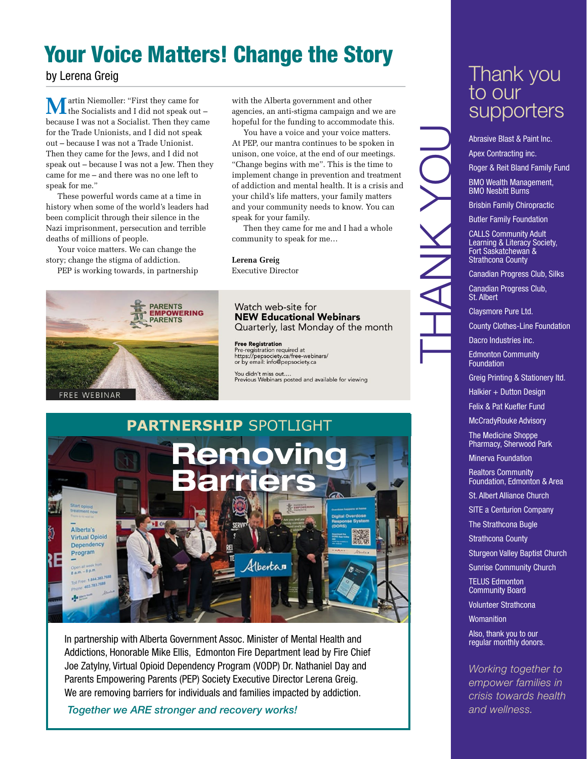# Your Voice Matters! Change the Story

by Lerena Greig

Martin Niemoller: "First they came for the Socialists and I did not speak out – because I was not a Socialist. Then they came for the Trade Unionists, and I did not speak out – because I was not a Trade Unionist. Then they came for the Jews, and I did not speak out – because I was not a Jew. Then they came for me – and there was no one left to speak for me."

These powerful words came at a time in history when some of the world's leaders had been complicit through their silence in the Nazi imprisonment, persecution and terrible deaths of millions of people.

Your voice matters. We can change the story; change the stigma of addiction.

PEP is working towards, in partnership with the Alberta government and other agencies, an anti-stigma campaign and we are hopeful for the funding to accommodate this.

You have a voice and your voice matters. At PEP, our mantra continues to be spoken in unison, one voice, at the end of our meetings. "Change begins with me". This is the time to implement change in prevention and treatment of addiction and mental health. It is a crisis and your child's life matters, your family matters and your community needs to know. You can speak for your family.

Then they came for me and I had a whole community to speak for me…

**Lerena Greig**
Executive Director

PARENTS EMPOWERING PARENTS

FREE WEBINAR

Watch web-site for
**NEW Educational Webinars**
Quarterly, last Monday of the month

**Free Registration**
Pre-registration required at
https://pepsociety.ca/free-webinars/
or by email: info@pepsociety.ca

You didn't miss out….
Previous Webinars posted and available for viewing

## PARTNERSHIP SPOTLIGHT

## Removing Barriers

In partnership with Alberta Government Assoc. Minister of Mental Health and Addictions, Honorable Mike Ellis, Edmonton Fire Department lead by Fire Chief Joe Zatylny, Virtual Opioid Dependency Program (VODP) Dr. Nathaniel Day and Parents Empowering Parents (PEP) Society Executive Director Lerena Greig. We are removing barriers for individuals and families impacted by addiction.

*Together we ARE stronger and recovery works!*

THANK YOU

## Thank you to our supporters

- Abrasive Blast & Paint Inc.
- Apex Contracting inc.
- Roger & Reit Bland Family Fund
- BMO Wealth Management, BMO Nesbitt Burns
- Brisbin Family Chiropractic
- Butler Family Foundation
- CALLS Community Adult Learning & Literacy Society, Fort Saskatchewan & Strathcona County
- Canadian Progress Club, Silks
- Canadian Progress Club, St. Albert
- Claysmore Pure Ltd.
- County Clothes-Line Foundation
- Dacro Industries inc.
- Edmonton Community Foundation
- Greig Printing & Stationery ltd.
- Halkier + Dutton Design
- Felix & Pat Kuefler Fund
- McCradyRouke Advisory
- The Medicine Shoppe Pharmacy, Sherwood Park
- Minerva Foundation
- Realtors Community Foundation, Edmonton & Area
- St. Albert Alliance Church
- SITE a Centurion Company
- The Strathcona Bugle
- Strathcona County
- Sturgeon Valley Baptist Church
- Sunrise Community Church
- TELUS Edmonton Community Board
- Volunteer Strathcona
- Womanition

Also, thank you to our regular monthly donors.

*Working together to empower families in crisis towards health and wellness.*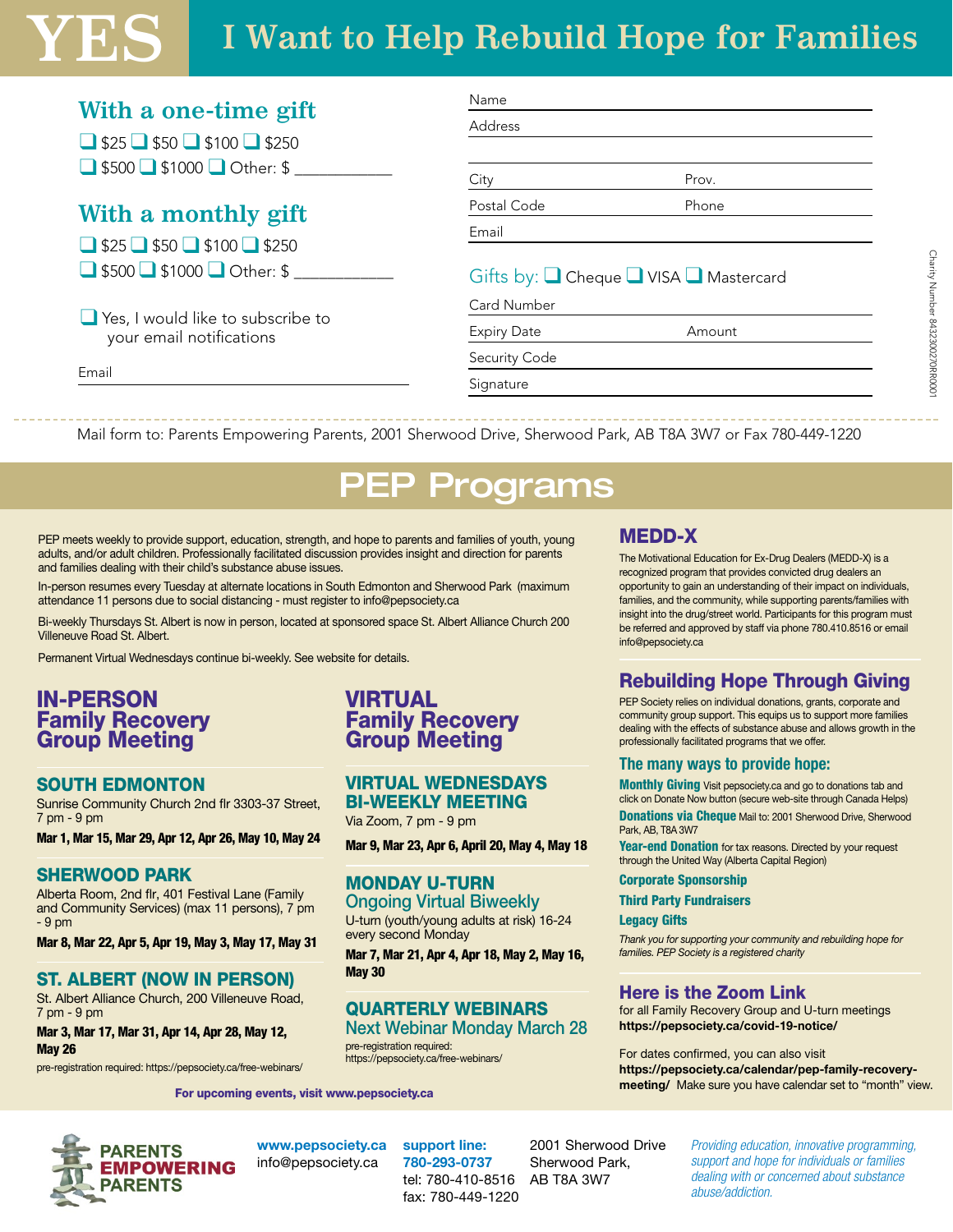# YES I Want to Help Rebuild Hope for Families

## With a one-time gift

❑ $25 ❑ $50 ❑ $100 ❑ $250

❑ $500 ❑ $1000 ❑ Other: $ ___________

## With a monthly gift

❑ $25 ❑ $50 ❑ $100 ❑ $250

❑ $500 ❑ $1000 ❑ Other: $ ___________

❑ Yes, I would like to subscribe to your email notifications

Email ___________________________

Name ___________________________

Address ___________________________

City ______________ Prov. ______________

Postal Code ______________ Phone ______________

Email ___________________________

Gifts by: ❑ Cheque ❑ VISA ❑ Mastercard

Card Number ___________________________

Expiry Date ______________ Amount ______________

Security Code ___________________________

Signature ___________________________

Charity Number 842330270RR0001

Mail form to: Parents Empowering Parents, 2001 Sherwood Drive, Sherwood Park, AB T8A 3W7 or Fax 780-449-1220

# PEP Programs

PEP meets weekly to provide support, education, strength, and hope to parents and families of youth, young adults, and/or adult children. Professionally facilitated discussion provides insight and direction for parents and families dealing with their child's substance abuse issues.

In-person resumes every Tuesday at alternate locations in South Edmonton and Sherwood Park (maximum attendance 11 persons due to social distancing - must register to info@pepsociety.ca

Bi-weekly Thursdays St. Albert is now in person, located at sponsored space St. Albert Alliance Church 200 Villeneuve Road St. Albert.

Permanent Virtual Wednesdays continue bi-weekly. See website for details.

## IN-PERSON Family Recovery Group Meeting

### SOUTH EDMONTON

Sunrise Community Church 2nd flr 3303-37 Street, 7 pm - 9 pm

**Mar 1, Mar 15, Mar 29, Apr 12, Apr 26, May 10, May 24**

### SHERWOOD PARK

Alberta Room, 2nd flr, 401 Festival Lane (Family and Community Services) (max 11 persons), 7 pm - 9 pm

**Mar 8, Mar 22, Apr 5, Apr 19, May 3, May 17, May 31**

### ST. ALBERT (NOW IN PERSON)

St. Albert Alliance Church, 200 Villeneuve Road, 7 pm - 9 pm

**Mar 3, Mar 17, Mar 31, Apr 14, Apr 28, May 12, May 26**

pre-registration required: https://pepsociety.ca/free-webinars/

## VIRTUAL Family Recovery Group Meeting

### VIRTUAL WEDNESDAYS BI-WEEKLY MEETING

Via Zoom, 7 pm - 9 pm

**Mar 9, Mar 23, Apr 6, April 20, May 4, May 18**

### MONDAY U-TURN

Ongoing Virtual Biweekly

U-turn (youth/young adults at risk) 16-24 every second Monday

**Mar 7, Mar 21, Apr 4, Apr 18, May 2, May 16, May 30**

### QUARTERLY WEBINARS

Next Webinar Monday March 28

pre-registration required: https://pepsociety.ca/free-webinars/

**For upcoming events, visit www.pepsociety.ca**

## MEDD-X

The Motivational Education for Ex-Drug Dealers (MEDD-X) is a recognized program that provides convicted drug dealers an opportunity to gain an understanding of their impact on individuals, families, and the community, while supporting parents/families with insight into the drug/street world. Participants for this program must be referred and approved by staff via phone 780.410.8516 or email info@pepsociety.ca

## Rebuilding Hope Through Giving

PEP Society relies on individual donations, grants, corporate and community group support. This equips us to support more families dealing with the effects of substance abuse and allows growth in the professionally facilitated programs that we offer.

### The many ways to provide hope:

**Monthly Giving** Visit pepsociety.ca and go to donations tab and click on Donate Now button (secure web-site through Canada Helps)

**Donations via Cheque** Mail to: 2001 Sherwood Drive, Sherwood Park, AB, T8A 3W7

**Year-end Donation** for tax reasons. Directed by your request through the United Way (Alberta Capital Region)

**Corporate Sponsorship**

**Third Party Fundraisers**

**Legacy Gifts**

*Thank you for supporting your community and rebuilding hope for families. PEP Society is a registered charity*

## Here is the Zoom Link

for all Family Recovery Group and U-turn meetings
**https://pepsociety.ca/covid-19-notice/**

For dates confirmed, you can also visit **https://pepsociety.ca/calendar/pep-family-recovery-meeting/** Make sure you have calendar set to "month" view.

PARENTS EMPOWERING PARENTS

**www.pepsociety.ca**
info@pepsociety.ca

**support line: 780-293-0737**
tel: 780-410-8516
fax: 780-449-1220

2001 Sherwood Drive
Sherwood Park,
AB T8A 3W7

*Providing education, innovative programming, support and hope for individuals or families dealing with or concerned about substance abuse/addiction.*